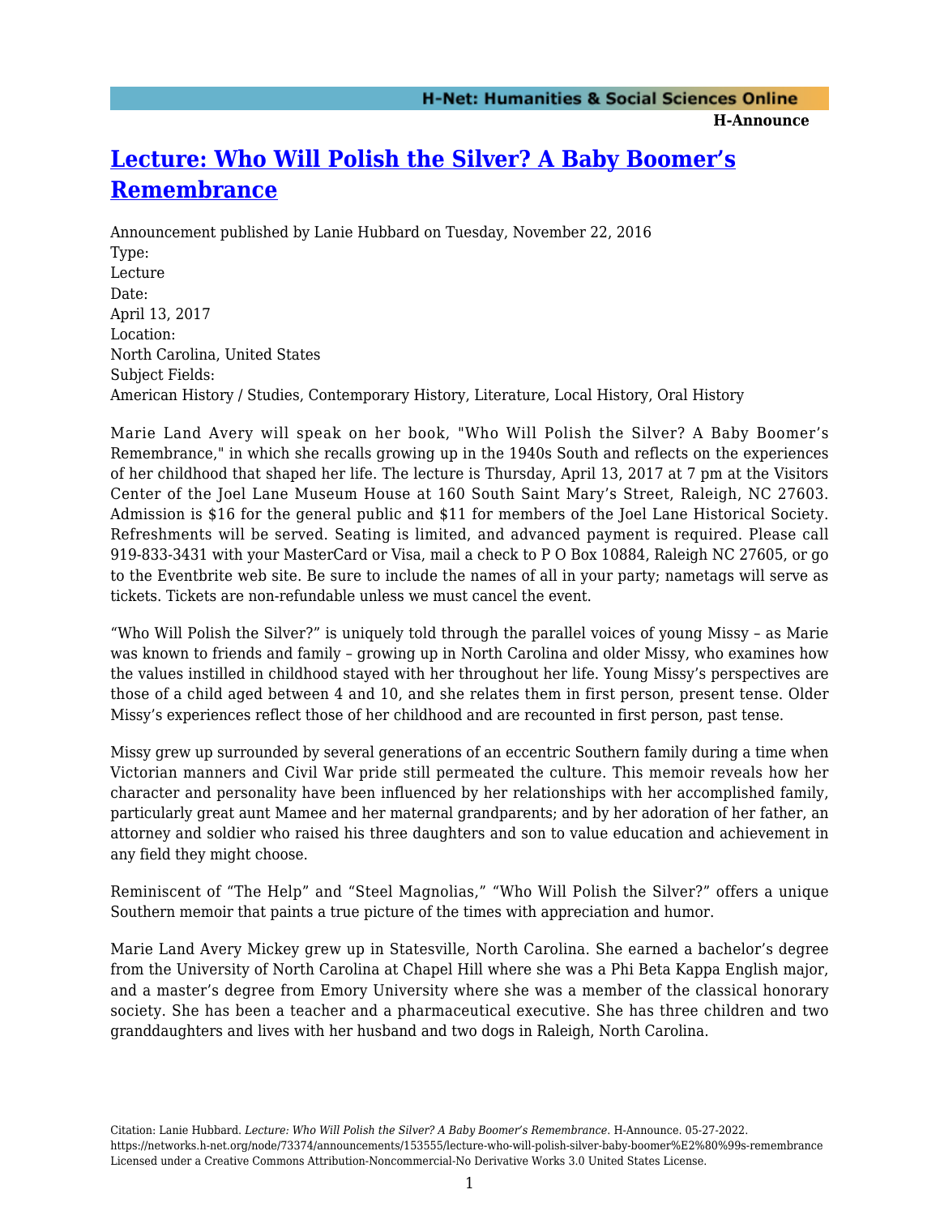# Lecture: Who Will Polish the Silver? A Baby Boomer's Remembrance

Announcement published by Lanie Hubbard on Tuesday, November 22, 2016

Type:
Lecture

Date:
April 13, 2017

Location:
North Carolina, United States

Subject Fields:
American History / Studies, Contemporary History, Literature, Local History, Oral History

Marie Land Avery will speak on her book, "Who Will Polish the Silver? A Baby Boomer's Remembrance," in which she recalls growing up in the 1940s South and reflects on the experiences of her childhood that shaped her life. The lecture is Thursday, April 13, 2017 at 7 pm at the Visitors Center of the Joel Lane Museum House at 160 South Saint Mary's Street, Raleigh, NC 27603. Admission is $16 for the general public and $11 for members of the Joel Lane Historical Society. Refreshments will be served. Seating is limited, and advanced payment is required. Please call 919-833-3431 with your MasterCard or Visa, mail a check to P O Box 10884, Raleigh NC 27605, or go to the Eventbrite web site. Be sure to include the names of all in your party; nametags will serve as tickets. Tickets are non-refundable unless we must cancel the event.

"Who Will Polish the Silver?" is uniquely told through the parallel voices of young Missy – as Marie was known to friends and family – growing up in North Carolina and older Missy, who examines how the values instilled in childhood stayed with her throughout her life. Young Missy's perspectives are those of a child aged between 4 and 10, and she relates them in first person, present tense. Older Missy's experiences reflect those of her childhood and are recounted in first person, past tense.

Missy grew up surrounded by several generations of an eccentric Southern family during a time when Victorian manners and Civil War pride still permeated the culture. This memoir reveals how her character and personality have been influenced by her relationships with her accomplished family, particularly great aunt Mamee and her maternal grandparents; and by her adoration of her father, an attorney and soldier who raised his three daughters and son to value education and achievement in any field they might choose.

Reminiscent of "The Help" and "Steel Magnolias," "Who Will Polish the Silver?" offers a unique Southern memoir that paints a true picture of the times with appreciation and humor.

Marie Land Avery Mickey grew up in Statesville, North Carolina. She earned a bachelor's degree from the University of North Carolina at Chapel Hill where she was a Phi Beta Kappa English major, and a master's degree from Emory University where she was a member of the classical honorary society. She has been a teacher and a pharmaceutical executive. She has three children and two granddaughters and lives with her husband and two dogs in Raleigh, North Carolina.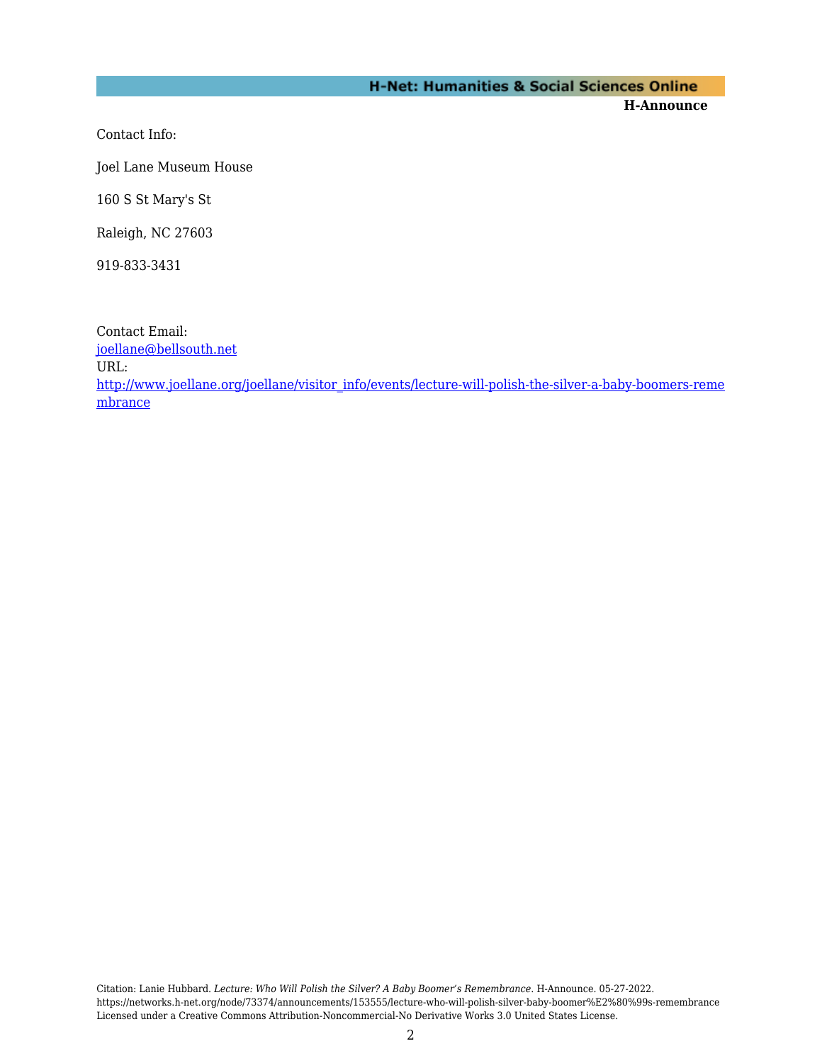Contact Info:

Joel Lane Museum House

160 S St Mary's St

Raleigh, NC 27603

919-833-3431

Contact Email:
joellane@bellsouth.net
URL:
http://www.joellane.org/joellane/visitor_info/events/lecture-will-polish-the-silver-a-baby-boomers-remembrance

Citation: Lanie Hubbard. *Lecture: Who Will Polish the Silver? A Baby Boomer's Remembrance*. H-Announce. 05-27-2022. https://networks.h-net.org/node/73374/announcements/153555/lecture-who-will-polish-silver-baby-boomer%E2%80%99s-remembrance
Licensed under a Creative Commons Attribution-Noncommercial-No Derivative Works 3.0 United States License.